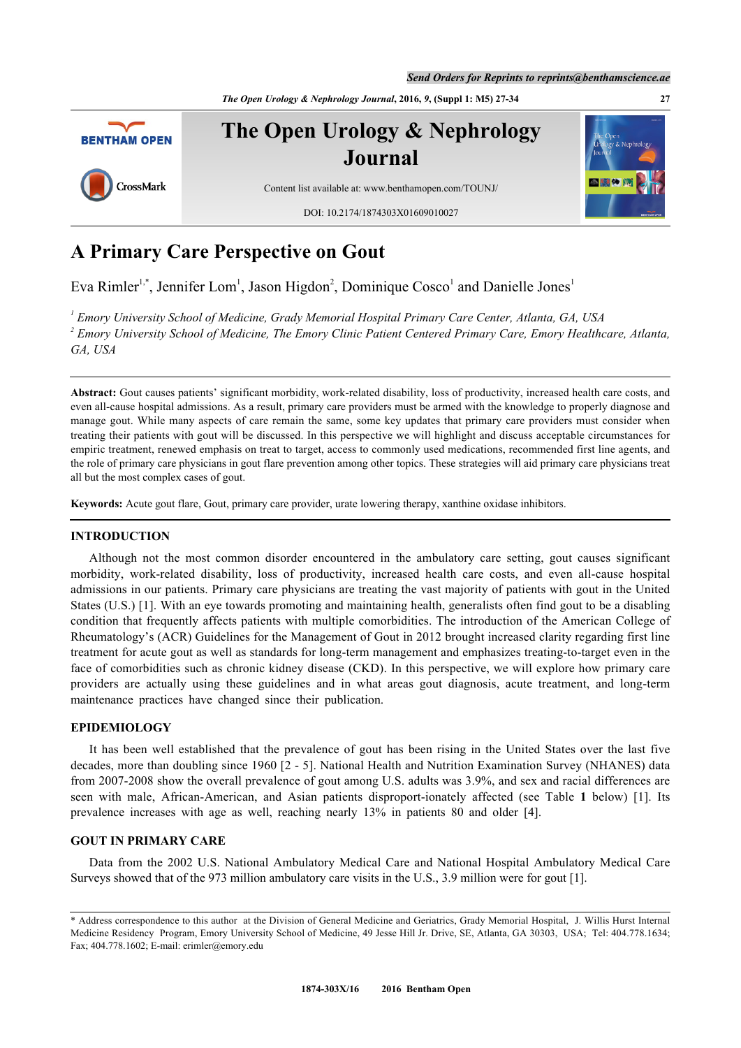# A Primary Care Perspective on Gout

Eva Rimler[1,*], Jennifer Lom[1], Jason Higdon[2], Dominique Cosco[1] and Danielle Jones[1]

[1] *Emory University School of Medicine, Grady Memorial Hospital Primary Care Center, Atlanta, GA, USA*
[2] *Emory University School of Medicine, The Emory Clinic Patient Centered Primary Care, Emory Healthcare, Atlanta, GA, USA*

**Abstract:** Gout causes patients' significant morbidity, work-related disability, loss of productivity, increased health care costs, and even all-cause hospital admissions. As a result, primary care providers must be armed with the knowledge to properly diagnose and manage gout. While many aspects of care remain the same, some key updates that primary care providers must consider when treating their patients with gout will be discussed. In this perspective we will highlight and discuss acceptable circumstances for empiric treatment, renewed emphasis on treat to target, access to commonly used medications, recommended first line agents, and the role of primary care physicians in gout flare prevention among other topics. These strategies will aid primary care physicians treat all but the most complex cases of gout.

**Keywords:** Acute gout flare, Gout, primary care provider, urate lowering therapy, xanthine oxidase inhibitors.

## INTRODUCTION

Although not the most common disorder encountered in the ambulatory care setting, gout causes significant morbidity, work-related disability, loss of productivity, increased health care costs, and even all-cause hospital admissions in our patients. Primary care physicians are treating the vast majority of patients with gout in the United States (U.S.) [1]. With an eye towards promoting and maintaining health, generalists often find gout to be a disabling condition that frequently affects patients with multiple comorbidities. The introduction of the American College of Rheumatology's (ACR) Guidelines for the Management of Gout in 2012 brought increased clarity regarding first line treatment for acute gout as well as standards for long-term management and emphasizes treating-to-target even in the face of comorbidities such as chronic kidney disease (CKD). In this perspective, we will explore how primary care providers are actually using these guidelines and in what areas gout diagnosis, acute treatment, and long-term maintenance practices have changed since their publication.

## EPIDEMIOLOGY

It has been well established that the prevalence of gout has been rising in the United States over the last five decades, more than doubling since 1960 [2 - 5]. National Health and Nutrition Examination Survey (NHANES) data from 2007-2008 show the overall prevalence of gout among U.S. adults was 3.9%, and sex and racial differences are seen with male, African-American, and Asian patients disproport-ionately affected (see Table **1** below) [1]. Its prevalence increases with age as well, reaching nearly 13% in patients 80 and older [4].

## GOUT IN PRIMARY CARE

Data from the 2002 U.S. National Ambulatory Medical Care and National Hospital Ambulatory Medical Care Surveys showed that of the 973 million ambulatory care visits in the U.S., 3.9 million were for gout [1].

* Address correspondence to this author at the Division of General Medicine and Geriatrics, Grady Memorial Hospital, J. Willis Hurst Internal Medicine Residency Program, Emory University School of Medicine, 49 Jesse Hill Jr. Drive, SE, Atlanta, GA 30303, USA; Tel: 404.778.1634; Fax; 404.778.1602; E-mail: erimler@emory.edu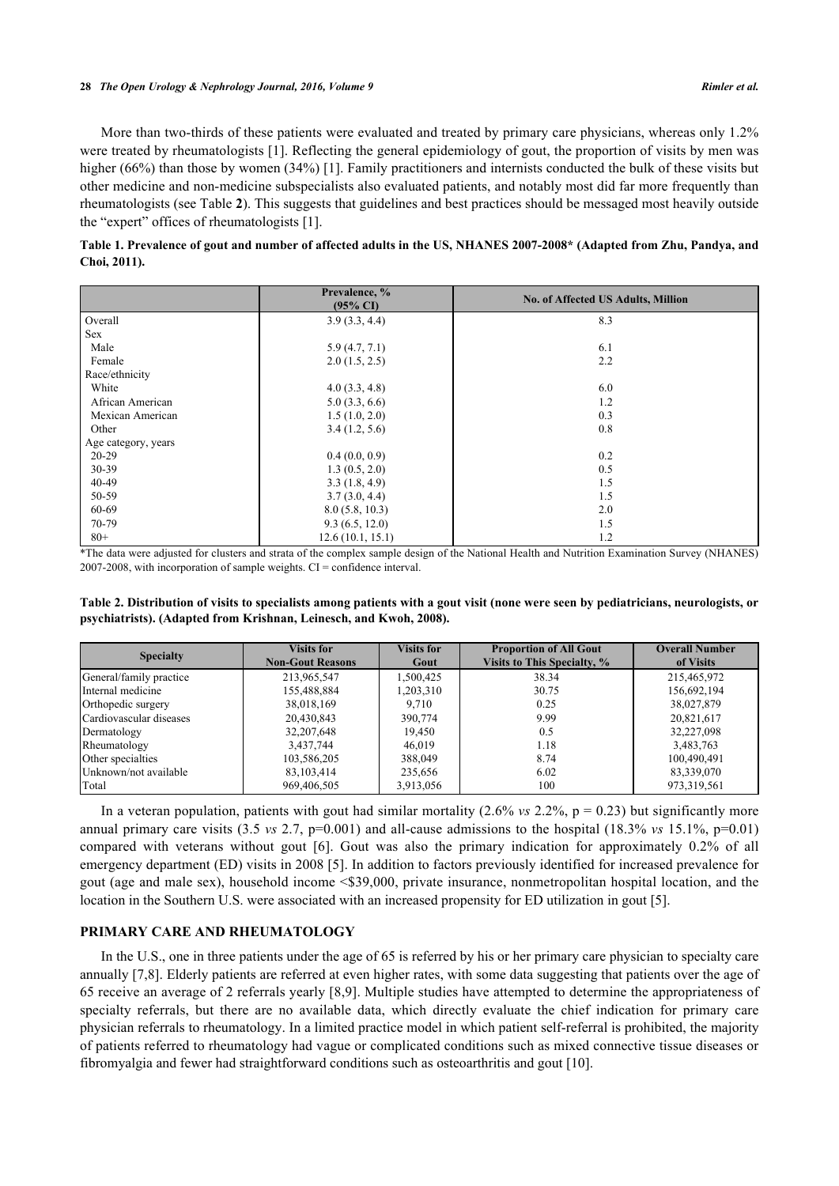More than two-thirds of these patients were evaluated and treated by primary care physicians, whereas only 1.2% were treated by rheumatologists [1]. Reflecting the general epidemiology of gout, the proportion of visits by men was higher (66%) than those by women (34%) [1]. Family practitioners and internists conducted the bulk of these visits but other medicine and non-medicine subspecialists also evaluated patients, and notably most did far more frequently than rheumatologists (see Table **2**). This suggests that guidelines and best practices should be messaged most heavily outside the "expert" offices of rheumatologists [1].

**Table 1. Prevalence of gout and number of affected adults in the US, NHANES 2007-2008* (Adapted from Zhu, Pandya, and Choi, 2011).**

| | Prevalence, % (95% CI) | No. of Affected US Adults, Million |
|---|---|---|
| Overall | 3.9 (3.3, 4.4) | 8.3 |
| Sex | | |
| Male | 5.9 (4.7, 7.1) | 6.1 |
| Female | 2.0 (1.5, 2.5) | 2.2 |
| Race/ethnicity | | |
| White | 4.0 (3.3, 4.8) | 6.0 |
| African American | 5.0 (3.3, 6.6) | 1.2 |
| Mexican American | 1.5 (1.0, 2.0) | 0.3 |
| Other | 3.4 (1.2, 5.6) | 0.8 |
| Age category, years | | |
| 20-29 | 0.4 (0.0, 0.9) | 0.2 |
| 30-39 | 1.3 (0.5, 2.0) | 0.5 |
| 40-49 | 3.3 (1.8, 4.9) | 1.5 |
| 50-59 | 3.7 (3.0, 4.4) | 1.5 |
| 60-69 | 8.0 (5.8, 10.3) | 2.0 |
| 70-79 | 9.3 (6.5, 12.0) | 1.5 |
| 80+ | 12.6 (10.1, 15.1) | 1.2 |

*The data were adjusted for clusters and strata of the complex sample design of the National Health and Nutrition Examination Survey (NHANES) 2007-2008, with incorporation of sample weights. CI = confidence interval.

**Table 2. Distribution of visits to specialists among patients with a gout visit (none were seen by pediatricians, neurologists, or psychiatrists). (Adapted from Krishnan, Leinesch, and Kwoh, 2008).**

| Specialty | Visits for Non-Gout Reasons | Visits for Gout | Proportion of All Gout Visits to This Specialty, % | Overall Number of Visits |
|---|---|---|---|---|
| General/family practice | 213,965,547 | 1,500,425 | 38.34 | 215,465,972 |
| Internal medicine | 155,488,884 | 1,203,310 | 30.75 | 156,692,194 |
| Orthopedic surgery | 38,018,169 | 9,710 | 0.25 | 38,027,879 |
| Cardiovascular diseases | 20,430,843 | 390,774 | 9.99 | 20,821,617 |
| Dermatology | 32,207,648 | 19,450 | 0.5 | 32,227,098 |
| Rheumatology | 3,437,744 | 46,019 | 1.18 | 3,483,763 |
| Other specialties | 103,586,205 | 388,049 | 8.74 | 100,490,491 |
| Unknown/not available | 83,103,414 | 235,656 | 6.02 | 83,339,070 |
| Total | 969,406,505 | 3,913,056 | 100 | 973,319,561 |

In a veteran population, patients with gout had similar mortality (2.6% *vs* 2.2%, $p = 0.23$) but significantly more annual primary care visits (3.5 *vs* 2.7, $p=0.001$) and all-cause admissions to the hospital (18.3% *vs* 15.1%, $p=0.01$) compared with veterans without gout [6]. Gout was also the primary indication for approximately 0.2% of all emergency department (ED) visits in 2008 [5]. In addition to factors previously identified for increased prevalence for gout (age and male sex), household income <$39,000, private insurance, nonmetropolitan hospital location, and the location in the Southern U.S. were associated with an increased propensity for ED utilization in gout [5].

## PRIMARY CARE AND RHEUMATOLOGY

In the U.S., one in three patients under the age of 65 is referred by his or her primary care physician to specialty care annually [7,8]. Elderly patients are referred at even higher rates, with some data suggesting that patients over the age of 65 receive an average of 2 referrals yearly [8,9]. Multiple studies have attempted to determine the appropriateness of specialty referrals, but there are no available data, which directly evaluate the chief indication for primary care physician referrals to rheumatology. In a limited practice model in which patient self-referral is prohibited, the majority of patients referred to rheumatology had vague or complicated conditions such as mixed connective tissue diseases or fibromyalgia and fewer had straightforward conditions such as osteoarthritis and gout [10].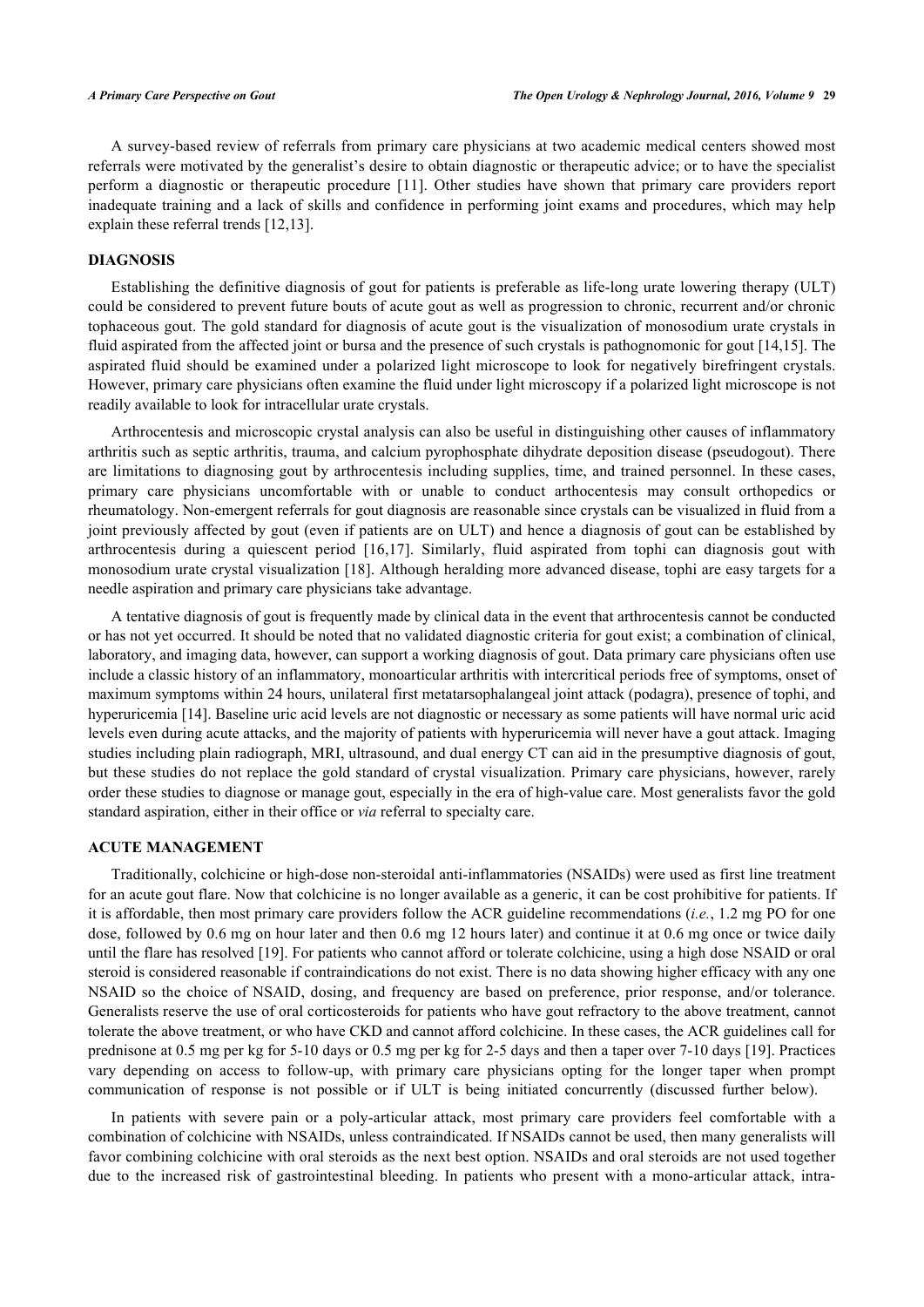A survey-based review of referrals from primary care physicians at two academic medical centers showed most referrals were motivated by the generalist's desire to obtain diagnostic or therapeutic advice; or to have the specialist perform a diagnostic or therapeutic procedure [11]. Other studies have shown that primary care providers report inadequate training and a lack of skills and confidence in performing joint exams and procedures, which may help explain these referral trends [12,13].

## DIAGNOSIS

Establishing the definitive diagnosis of gout for patients is preferable as life-long urate lowering therapy (ULT) could be considered to prevent future bouts of acute gout as well as progression to chronic, recurrent and/or chronic tophaceous gout. The gold standard for diagnosis of acute gout is the visualization of monosodium urate crystals in fluid aspirated from the affected joint or bursa and the presence of such crystals is pathognomonic for gout [14,15]. The aspirated fluid should be examined under a polarized light microscope to look for negatively birefringent crystals. However, primary care physicians often examine the fluid under light microscopy if a polarized light microscope is not readily available to look for intracellular urate crystals.

Arthrocentesis and microscopic crystal analysis can also be useful in distinguishing other causes of inflammatory arthritis such as septic arthritis, trauma, and calcium pyrophosphate dihydrate deposition disease (pseudogout). There are limitations to diagnosing gout by arthrocentesis including supplies, time, and trained personnel. In these cases, primary care physicians uncomfortable with or unable to conduct arthocentesis may consult orthopedics or rheumatology. Non-emergent referrals for gout diagnosis are reasonable since crystals can be visualized in fluid from a joint previously affected by gout (even if patients are on ULT) and hence a diagnosis of gout can be established by arthrocentesis during a quiescent period [16,17]. Similarly, fluid aspirated from tophi can diagnosis gout with monosodium urate crystal visualization [18]. Although heralding more advanced disease, tophi are easy targets for a needle aspiration and primary care physicians take advantage.

A tentative diagnosis of gout is frequently made by clinical data in the event that arthrocentesis cannot be conducted or has not yet occurred. It should be noted that no validated diagnostic criteria for gout exist; a combination of clinical, laboratory, and imaging data, however, can support a working diagnosis of gout. Data primary care physicians often use include a classic history of an inflammatory, monoarticular arthritis with intercritical periods free of symptoms, onset of maximum symptoms within 24 hours, unilateral first metatarsophalangeal joint attack (podagra), presence of tophi, and hyperuricemia [14]. Baseline uric acid levels are not diagnostic or necessary as some patients will have normal uric acid levels even during acute attacks, and the majority of patients with hyperuricemia will never have a gout attack. Imaging studies including plain radiograph, MRI, ultrasound, and dual energy CT can aid in the presumptive diagnosis of gout, but these studies do not replace the gold standard of crystal visualization. Primary care physicians, however, rarely order these studies to diagnose or manage gout, especially in the era of high-value care. Most generalists favor the gold standard aspiration, either in their office or *via* referral to specialty care.

## ACUTE MANAGEMENT

Traditionally, colchicine or high-dose non-steroidal anti-inflammatories (NSAIDs) were used as first line treatment for an acute gout flare. Now that colchicine is no longer available as a generic, it can be cost prohibitive for patients. If it is affordable, then most primary care providers follow the ACR guideline recommendations (*i.e.*, 1.2 mg PO for one dose, followed by 0.6 mg on hour later and then 0.6 mg 12 hours later) and continue it at 0.6 mg once or twice daily until the flare has resolved [19]. For patients who cannot afford or tolerate colchicine, using a high dose NSAID or oral steroid is considered reasonable if contraindications do not exist. There is no data showing higher efficacy with any one NSAID so the choice of NSAID, dosing, and frequency are based on preference, prior response, and/or tolerance. Generalists reserve the use of oral corticosteroids for patients who have gout refractory to the above treatment, cannot tolerate the above treatment, or who have CKD and cannot afford colchicine. In these cases, the ACR guidelines call for prednisone at 0.5 mg per kg for 5-10 days or 0.5 mg per kg for 2-5 days and then a taper over 7-10 days [19]. Practices vary depending on access to follow-up, with primary care physicians opting for the longer taper when prompt communication of response is not possible or if ULT is being initiated concurrently (discussed further below).

In patients with severe pain or a poly-articular attack, most primary care providers feel comfortable with a combination of colchicine with NSAIDs, unless contraindicated. If NSAIDs cannot be used, then many generalists will favor combining colchicine with oral steroids as the next best option. NSAIDs and oral steroids are not used together due to the increased risk of gastrointestinal bleeding. In patients who present with a mono-articular attack, intra-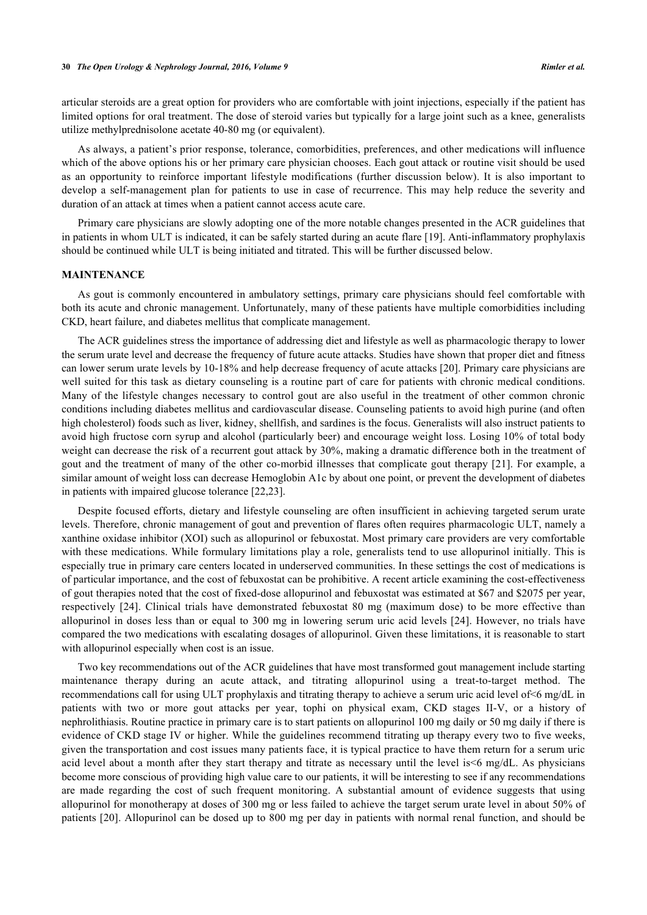articular steroids are a great option for providers who are comfortable with joint injections, especially if the patient has limited options for oral treatment. The dose of steroid varies but typically for a large joint such as a knee, generalists utilize methylprednisolone acetate 40-80 mg (or equivalent).

As always, a patient's prior response, tolerance, comorbidities, preferences, and other medications will influence which of the above options his or her primary care physician chooses. Each gout attack or routine visit should be used as an opportunity to reinforce important lifestyle modifications (further discussion below). It is also important to develop a self-management plan for patients to use in case of recurrence. This may help reduce the severity and duration of an attack at times when a patient cannot access acute care.

Primary care physicians are slowly adopting one of the more notable changes presented in the ACR guidelines that in patients in whom ULT is indicated, it can be safely started during an acute flare [19]. Anti-inflammatory prophylaxis should be continued while ULT is being initiated and titrated. This will be further discussed below.

## MAINTENANCE

As gout is commonly encountered in ambulatory settings, primary care physicians should feel comfortable with both its acute and chronic management. Unfortunately, many of these patients have multiple comorbidities including CKD, heart failure, and diabetes mellitus that complicate management.

The ACR guidelines stress the importance of addressing diet and lifestyle as well as pharmacologic therapy to lower the serum urate level and decrease the frequency of future acute attacks. Studies have shown that proper diet and fitness can lower serum urate levels by 10-18% and help decrease frequency of acute attacks [20]. Primary care physicians are well suited for this task as dietary counseling is a routine part of care for patients with chronic medical conditions. Many of the lifestyle changes necessary to control gout are also useful in the treatment of other common chronic conditions including diabetes mellitus and cardiovascular disease. Counseling patients to avoid high purine (and often high cholesterol) foods such as liver, kidney, shellfish, and sardines is the focus. Generalists will also instruct patients to avoid high fructose corn syrup and alcohol (particularly beer) and encourage weight loss. Losing 10% of total body weight can decrease the risk of a recurrent gout attack by 30%, making a dramatic difference both in the treatment of gout and the treatment of many of the other co-morbid illnesses that complicate gout therapy [21]. For example, a similar amount of weight loss can decrease Hemoglobin A1c by about one point, or prevent the development of diabetes in patients with impaired glucose tolerance [22,23].

Despite focused efforts, dietary and lifestyle counseling are often insufficient in achieving targeted serum urate levels. Therefore, chronic management of gout and prevention of flares often requires pharmacologic ULT, namely a xanthine oxidase inhibitor (XOI) such as allopurinol or febuxostat. Most primary care providers are very comfortable with these medications. While formulary limitations play a role, generalists tend to use allopurinol initially. This is especially true in primary care centers located in underserved communities. In these settings the cost of medications is of particular importance, and the cost of febuxostat can be prohibitive. A recent article examining the cost-effectiveness of gout therapies noted that the cost of fixed-dose allopurinol and febuxostat was estimated at \$67 and \$2075 per year, respectively [24]. Clinical trials have demonstrated febuxostat 80 mg (maximum dose) to be more effective than allopurinol in doses less than or equal to 300 mg in lowering serum uric acid levels [24]. However, no trials have compared the two medications with escalating dosages of allopurinol. Given these limitations, it is reasonable to start with allopurinol especially when cost is an issue.

Two key recommendations out of the ACR guidelines that have most transformed gout management include starting maintenance therapy during an acute attack, and titrating allopurinol using a treat-to-target method. The recommendations call for using ULT prophylaxis and titrating therapy to achieve a serum uric acid level of<6 mg/dL in patients with two or more gout attacks per year, tophi on physical exam, CKD stages II-V, or a history of nephrolithiasis. Routine practice in primary care is to start patients on allopurinol 100 mg daily or 50 mg daily if there is evidence of CKD stage IV or higher. While the guidelines recommend titrating up therapy every two to five weeks, given the transportation and cost issues many patients face, it is typical practice to have them return for a serum uric acid level about a month after they start therapy and titrate as necessary until the level is<6 mg/dL. As physicians become more conscious of providing high value care to our patients, it will be interesting to see if any recommendations are made regarding the cost of such frequent monitoring. A substantial amount of evidence suggests that using allopurinol for monotherapy at doses of 300 mg or less failed to achieve the target serum urate level in about 50% of patients [20]. Allopurinol can be dosed up to 800 mg per day in patients with normal renal function, and should be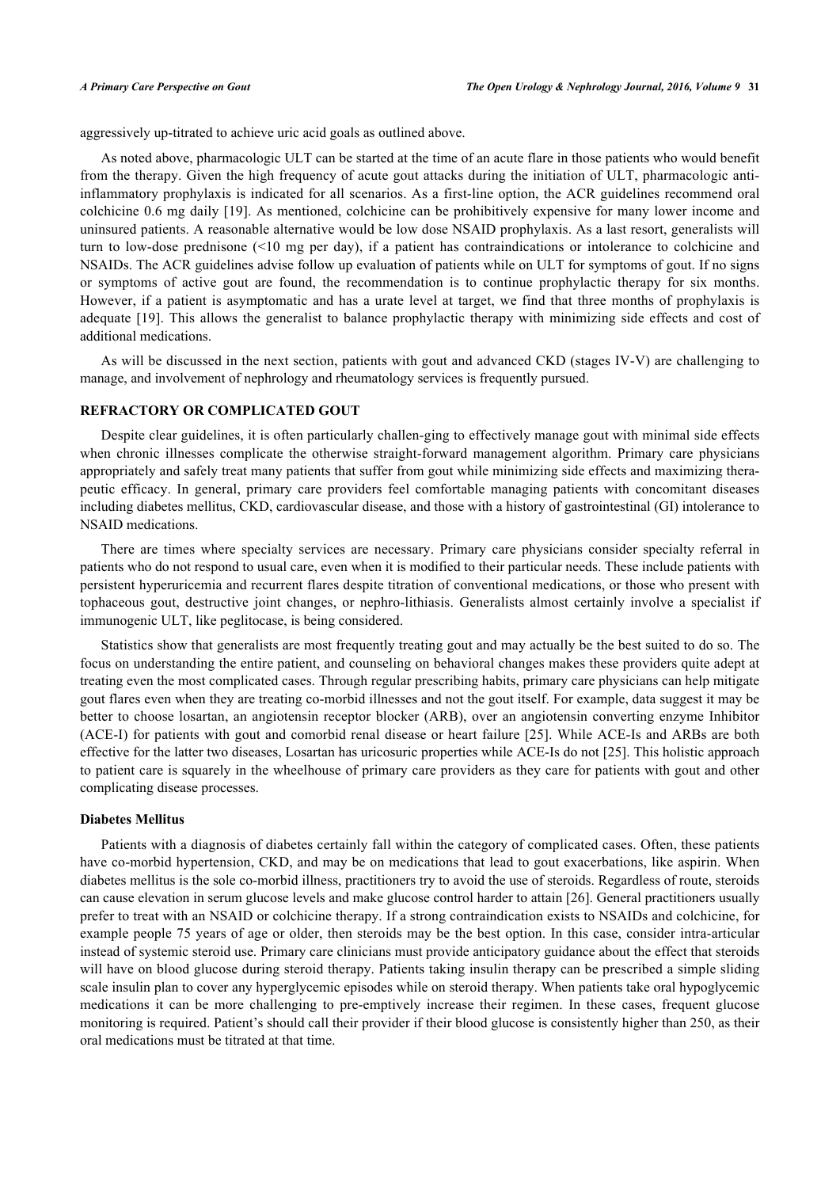aggressively up-titrated to achieve uric acid goals as outlined above.

As noted above, pharmacologic ULT can be started at the time of an acute flare in those patients who would benefit from the therapy. Given the high frequency of acute gout attacks during the initiation of ULT, pharmacologic anti-inflammatory prophylaxis is indicated for all scenarios. As a first-line option, the ACR guidelines recommend oral colchicine 0.6 mg daily [19]. As mentioned, colchicine can be prohibitively expensive for many lower income and uninsured patients. A reasonable alternative would be low dose NSAID prophylaxis. As a last resort, generalists will turn to low-dose prednisone (<10 mg per day), if a patient has contraindications or intolerance to colchicine and NSAIDs. The ACR guidelines advise follow up evaluation of patients while on ULT for symptoms of gout. If no signs or symptoms of active gout are found, the recommendation is to continue prophylactic therapy for six months. However, if a patient is asymptomatic and has a urate level at target, we find that three months of prophylaxis is adequate [19]. This allows the generalist to balance prophylactic therapy with minimizing side effects and cost of additional medications.

As will be discussed in the next section, patients with gout and advanced CKD (stages IV-V) are challenging to manage, and involvement of nephrology and rheumatology services is frequently pursued.

## REFRACTORY OR COMPLICATED GOUT

Despite clear guidelines, it is often particularly challen-ging to effectively manage gout with minimal side effects when chronic illnesses complicate the otherwise straight-forward management algorithm. Primary care physicians appropriately and safely treat many patients that suffer from gout while minimizing side effects and maximizing thera-peutic efficacy. In general, primary care providers feel comfortable managing patients with concomitant diseases including diabetes mellitus, CKD, cardiovascular disease, and those with a history of gastrointestinal (GI) intolerance to NSAID medications.

There are times where specialty services are necessary. Primary care physicians consider specialty referral in patients who do not respond to usual care, even when it is modified to their particular needs. These include patients with persistent hyperuricemia and recurrent flares despite titration of conventional medications, or those who present with tophaceous gout, destructive joint changes, or nephro-lithiasis. Generalists almost certainly involve a specialist if immunogenic ULT, like peglitocase, is being considered.

Statistics show that generalists are most frequently treating gout and may actually be the best suited to do so. The focus on understanding the entire patient, and counseling on behavioral changes makes these providers quite adept at treating even the most complicated cases. Through regular prescribing habits, primary care physicians can help mitigate gout flares even when they are treating co-morbid illnesses and not the gout itself. For example, data suggest it may be better to choose losartan, an angiotensin receptor blocker (ARB), over an angiotensin converting enzyme Inhibitor (ACE-I) for patients with gout and comorbid renal disease or heart failure [25]. While ACE-Is and ARBs are both effective for the latter two diseases, Losartan has uricosuric properties while ACE-Is do not [25]. This holistic approach to patient care is squarely in the wheelhouse of primary care providers as they care for patients with gout and other complicating disease processes.

### Diabetes Mellitus

Patients with a diagnosis of diabetes certainly fall within the category of complicated cases. Often, these patients have co-morbid hypertension, CKD, and may be on medications that lead to gout exacerbations, like aspirin. When diabetes mellitus is the sole co-morbid illness, practitioners try to avoid the use of steroids. Regardless of route, steroids can cause elevation in serum glucose levels and make glucose control harder to attain [26]. General practitioners usually prefer to treat with an NSAID or colchicine therapy. If a strong contraindication exists to NSAIDs and colchicine, for example people 75 years of age or older, then steroids may be the best option. In this case, consider intra-articular instead of systemic steroid use. Primary care clinicians must provide anticipatory guidance about the effect that steroids will have on blood glucose during steroid therapy. Patients taking insulin therapy can be prescribed a simple sliding scale insulin plan to cover any hyperglycemic episodes while on steroid therapy. When patients take oral hypoglycemic medications it can be more challenging to pre-emptively increase their regimen. In these cases, frequent glucose monitoring is required. Patient's should call their provider if their blood glucose is consistently higher than 250, as their oral medications must be titrated at that time.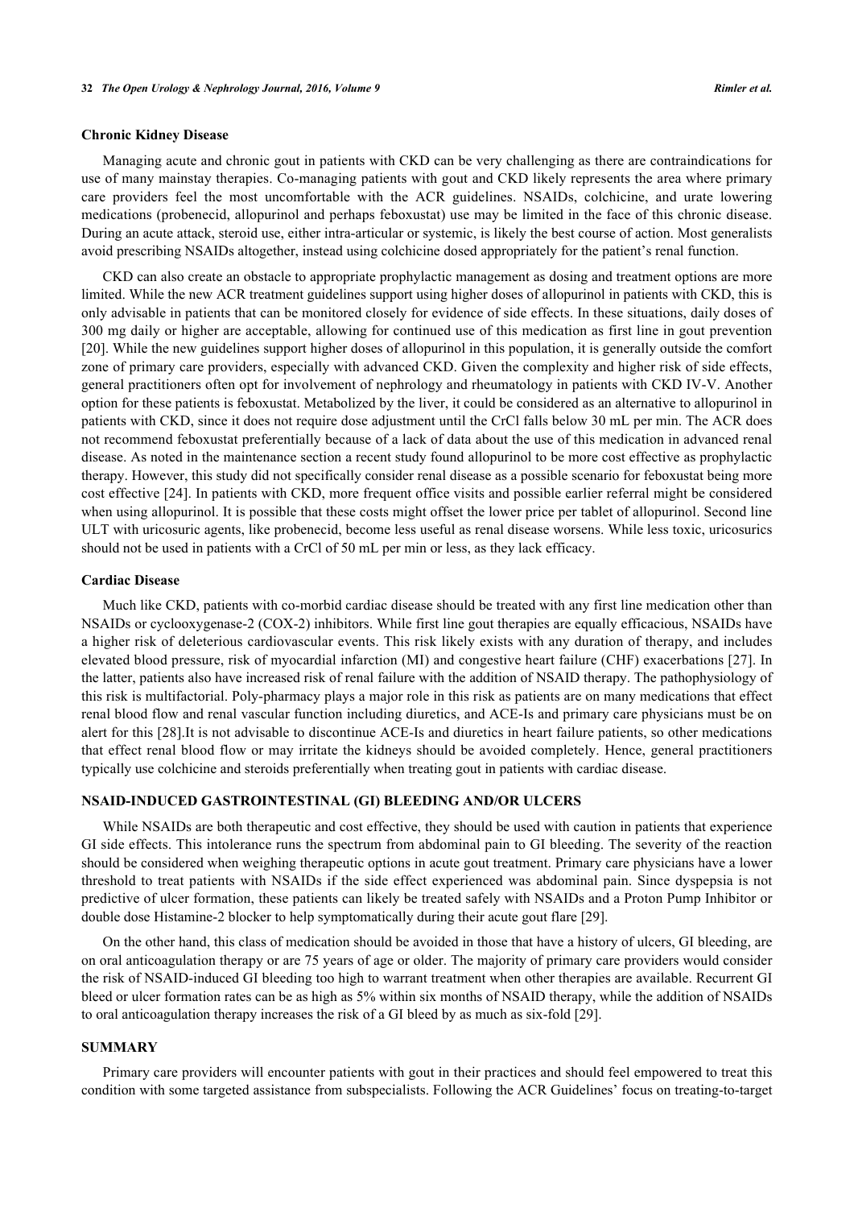### Chronic Kidney Disease

Managing acute and chronic gout in patients with CKD can be very challenging as there are contraindications for use of many mainstay therapies. Co-managing patients with gout and CKD likely represents the area where primary care providers feel the most uncomfortable with the ACR guidelines. NSAIDs, colchicine, and urate lowering medications (probenecid, allopurinol and perhaps feboxustat) use may be limited in the face of this chronic disease. During an acute attack, steroid use, either intra-articular or systemic, is likely the best course of action. Most generalists avoid prescribing NSAIDs altogether, instead using colchicine dosed appropriately for the patient's renal function.

CKD can also create an obstacle to appropriate prophylactic management as dosing and treatment options are more limited. While the new ACR treatment guidelines support using higher doses of allopurinol in patients with CKD, this is only advisable in patients that can be monitored closely for evidence of side effects. In these situations, daily doses of 300 mg daily or higher are acceptable, allowing for continued use of this medication as first line in gout prevention [20]. While the new guidelines support higher doses of allopurinol in this population, it is generally outside the comfort zone of primary care providers, especially with advanced CKD. Given the complexity and higher risk of side effects, general practitioners often opt for involvement of nephrology and rheumatology in patients with CKD IV-V. Another option for these patients is feboxustat. Metabolized by the liver, it could be considered as an alternative to allopurinol in patients with CKD, since it does not require dose adjustment until the CrCl falls below 30 mL per min. The ACR does not recommend feboxustat preferentially because of a lack of data about the use of this medication in advanced renal disease. As noted in the maintenance section a recent study found allopurinol to be more cost effective as prophylactic therapy. However, this study did not specifically consider renal disease as a possible scenario for feboxustat being more cost effective [24]. In patients with CKD, more frequent office visits and possible earlier referral might be considered when using allopurinol. It is possible that these costs might offset the lower price per tablet of allopurinol. Second line ULT with uricosuric agents, like probenecid, become less useful as renal disease worsens. While less toxic, uricosurics should not be used in patients with a CrCl of 50 mL per min or less, as they lack efficacy.

### Cardiac Disease

Much like CKD, patients with co-morbid cardiac disease should be treated with any first line medication other than NSAIDs or cyclooxygenase-2 (COX-2) inhibitors. While first line gout therapies are equally efficacious, NSAIDs have a higher risk of deleterious cardiovascular events. This risk likely exists with any duration of therapy, and includes elevated blood pressure, risk of myocardial infarction (MI) and congestive heart failure (CHF) exacerbations [27]. In the latter, patients also have increased risk of renal failure with the addition of NSAID therapy. The pathophysiology of this risk is multifactorial. Poly-pharmacy plays a major role in this risk as patients are on many medications that effect renal blood flow and renal vascular function including diuretics, and ACE-Is and primary care physicians must be on alert for this [28].It is not advisable to discontinue ACE-Is and diuretics in heart failure patients, so other medications that effect renal blood flow or may irritate the kidneys should be avoided completely. Hence, general practitioners typically use colchicine and steroids preferentially when treating gout in patients with cardiac disease.

## NSAID-INDUCED GASTROINTESTINAL (GI) BLEEDING AND/OR ULCERS

While NSAIDs are both therapeutic and cost effective, they should be used with caution in patients that experience GI side effects. This intolerance runs the spectrum from abdominal pain to GI bleeding. The severity of the reaction should be considered when weighing therapeutic options in acute gout treatment. Primary care physicians have a lower threshold to treat patients with NSAIDs if the side effect experienced was abdominal pain. Since dyspepsia is not predictive of ulcer formation, these patients can likely be treated safely with NSAIDs and a Proton Pump Inhibitor or double dose Histamine-2 blocker to help symptomatically during their acute gout flare [29].

On the other hand, this class of medication should be avoided in those that have a history of ulcers, GI bleeding, are on oral anticoagulation therapy or are 75 years of age or older. The majority of primary care providers would consider the risk of NSAID-induced GI bleeding too high to warrant treatment when other therapies are available. Recurrent GI bleed or ulcer formation rates can be as high as 5% within six months of NSAID therapy, while the addition of NSAIDs to oral anticoagulation therapy increases the risk of a GI bleed by as much as six-fold [29].

## SUMMARY

Primary care providers will encounter patients with gout in their practices and should feel empowered to treat this condition with some targeted assistance from subspecialists. Following the ACR Guidelines' focus on treating-to-target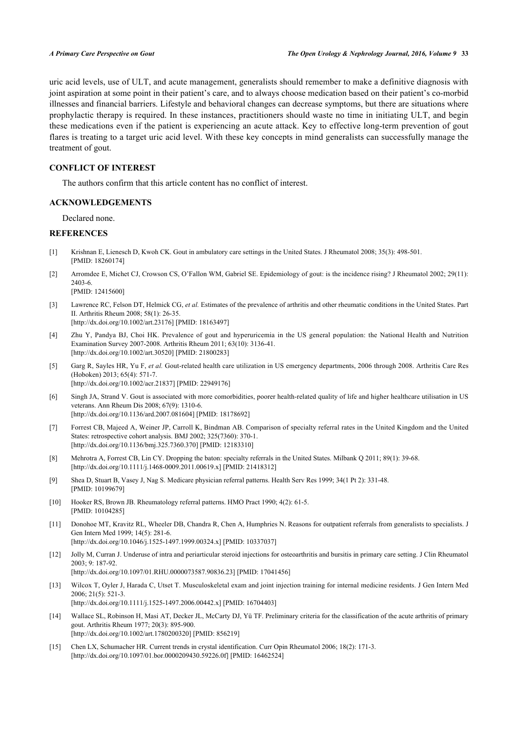uric acid levels, use of ULT, and acute management, generalists should remember to make a definitive diagnosis with joint aspiration at some point in their patient's care, and to always choose medication based on their patient's co-morbid illnesses and financial barriers. Lifestyle and behavioral changes can decrease symptoms, but there are situations where prophylactic therapy is required. In these instances, practitioners should waste no time in initiating ULT, and begin these medications even if the patient is experiencing an acute attack. Key to effective long-term prevention of gout flares is treating to a target uric acid level. With these key concepts in mind generalists can successfully manage the treatment of gout.

## CONFLICT OF INTEREST

The authors confirm that this article content has no conflict of interest.

## ACKNOWLEDGEMENTS

Declared none.

## REFERENCES

[1] Krishnan E, Lienesch D, Kwoh CK. Gout in ambulatory care settings in the United States. J Rheumatol 2008; 35(3): 498-501. [PMID: 18260174]

[2] Arromdee E, Michet CJ, Crowson CS, O'Fallon WM, Gabriel SE. Epidemiology of gout: is the incidence rising? J Rheumatol 2002; 29(11): 2403-6. [PMID: 12415600]

[3] Lawrence RC, Felson DT, Helmick CG, *et al.* Estimates of the prevalence of arthritis and other rheumatic conditions in the United States. Part II. Arthritis Rheum 2008; 58(1): 26-35. [http://dx.doi.org/10.1002/art.23176] [PMID: 18163497]

[4] Zhu Y, Pandya BJ, Choi HK. Prevalence of gout and hyperuricemia in the US general population: the National Health and Nutrition Examination Survey 2007-2008. Arthritis Rheum 2011; 63(10): 3136-41. [http://dx.doi.org/10.1002/art.30520] [PMID: 21800283]

[5] Garg R, Sayles HR, Yu F, *et al.* Gout-related health care utilization in US emergency departments, 2006 through 2008. Arthritis Care Res (Hoboken) 2013; 65(4): 571-7. [http://dx.doi.org/10.1002/acr.21837] [PMID: 22949176]

[6] Singh JA, Strand V. Gout is associated with more comorbidities, poorer health-related quality of life and higher healthcare utilisation in US veterans. Ann Rheum Dis 2008; 67(9): 1310-6. [http://dx.doi.org/10.1136/ard.2007.081604] [PMID: 18178692]

[7] Forrest CB, Majeed A, Weiner JP, Carroll K, Bindman AB. Comparison of specialty referral rates in the United Kingdom and the United States: retrospective cohort analysis. BMJ 2002; 325(7360): 370-1. [http://dx.doi.org/10.1136/bmj.325.7360.370] [PMID: 12183310]

[8] Mehrotra A, Forrest CB, Lin CY. Dropping the baton: specialty referrals in the United States. Milbank Q 2011; 89(1): 39-68. [http://dx.doi.org/10.1111/j.1468-0009.2011.00619.x] [PMID: 21418312]

[9] Shea D, Stuart B, Vasey J, Nag S. Medicare physician referral patterns. Health Serv Res 1999; 34(1 Pt 2): 331-48. [PMID: 10199679]

[10] Hooker RS, Brown JB. Rheumatology referral patterns. HMO Pract 1990; 4(2): 61-5. [PMID: 10104285]

[11] Donohoe MT, Kravitz RL, Wheeler DB, Chandra R, Chen A, Humphries N. Reasons for outpatient referrals from generalists to specialists. J Gen Intern Med 1999; 14(5): 281-6. [http://dx.doi.org/10.1046/j.1525-1497.1999.00324.x] [PMID: 10337037]

[12] Jolly M, Curran J. Underuse of intra and periarticular steroid injections for osteoarthritis and bursitis in primary care setting. J Clin Rheumatol 2003; 9: 187-92. [http://dx.doi.org/10.1097/01.RHU.0000073587.90836.23] [PMID: 17041456]

[13] Wilcox T, Oyler J, Harada C, Utset T. Musculoskeletal exam and joint injection training for internal medicine residents. J Gen Intern Med 2006; 21(5): 521-3. [http://dx.doi.org/10.1111/j.1525-1497.2006.00442.x] [PMID: 16704403]

[14] Wallace SL, Robinson H, Masi AT, Decker JL, McCarty DJ, Yü TF. Preliminary criteria for the classification of the acute arthritis of primary gout. Arthritis Rheum 1977; 20(3): 895-900. [http://dx.doi.org/10.1002/art.1780200320] [PMID: 856219]

[15] Chen LX, Schumacher HR. Current trends in crystal identification. Curr Opin Rheumatol 2006; 18(2): 171-3. [http://dx.doi.org/10.1097/01.bor.0000209430.59226.0f] [PMID: 16462524]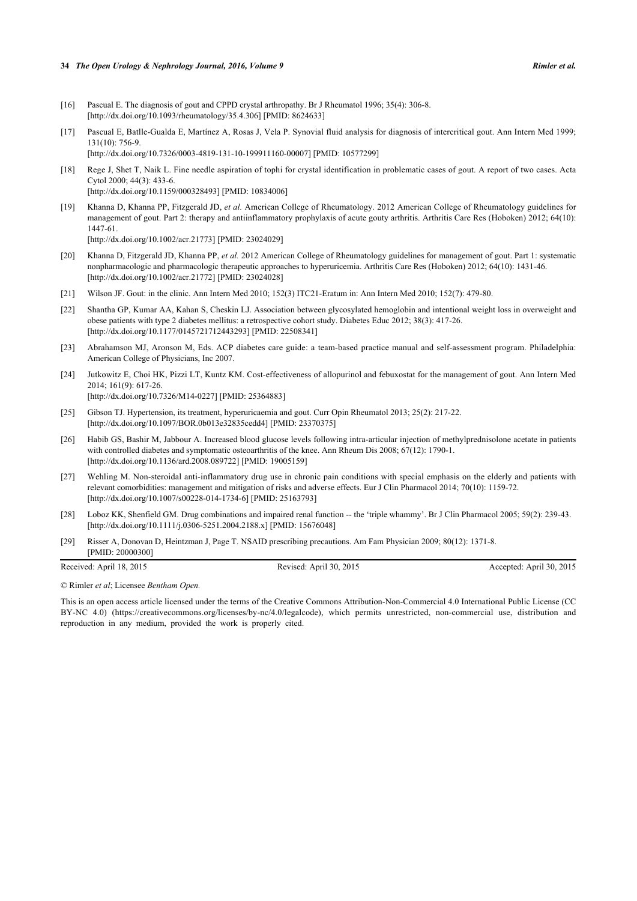[16] Pascual E. The diagnosis of gout and CPPD crystal arthropathy. Br J Rheumatol 1996; 35(4): 306-8. [http://dx.doi.org/10.1093/rheumatology/35.4.306] [PMID: 8624633]

[17] Pascual E, Batlle-Gualda E, Martínez A, Rosas J, Vela P. Synovial fluid analysis for diagnosis of intercritical gout. Ann Intern Med 1999; 131(10): 756-9. [http://dx.doi.org/10.7326/0003-4819-131-10-199911160-00007] [PMID: 10577299]

[18] Rege J, Shet T, Naik L. Fine needle aspiration of tophi for crystal identification in problematic cases of gout. A report of two cases. Acta Cytol 2000; 44(3): 433-6. [http://dx.doi.org/10.1159/000328493] [PMID: 10834006]

[19] Khanna D, Khanna PP, Fitzgerald JD, *et al.* American College of Rheumatology. 2012 American College of Rheumatology guidelines for management of gout. Part 2: therapy and antiinflammatory prophylaxis of acute gouty arthritis. Arthritis Care Res (Hoboken) 2012; 64(10): 1447-61. [http://dx.doi.org/10.1002/acr.21773] [PMID: 23024029]

[20] Khanna D, Fitzgerald JD, Khanna PP, *et al.* 2012 American College of Rheumatology guidelines for management of gout. Part 1: systematic nonpharmacologic and pharmacologic therapeutic approaches to hyperuricemia. Arthritis Care Res (Hoboken) 2012; 64(10): 1431-46. [http://dx.doi.org/10.1002/acr.21772] [PMID: 23024028]

[21] Wilson JF. Gout: in the clinic. Ann Intern Med 2010; 152(3) ITC21-Eratum in: Ann Intern Med 2010; 152(7): 479-80.

[22] Shantha GP, Kumar AA, Kahan S, Cheskin LJ. Association between glycosylated hemoglobin and intentional weight loss in overweight and obese patients with type 2 diabetes mellitus: a retrospective cohort study. Diabetes Educ 2012; 38(3): 417-26. [http://dx.doi.org/10.1177/0145721712443293] [PMID: 22508341]

[23] Abrahamson MJ, Aronson M, Eds. ACP diabetes care guide: a team-based practice manual and self-assessment program. Philadelphia: American College of Physicians, Inc 2007.

[24] Jutkowitz E, Choi HK, Pizzi LT, Kuntz KM. Cost-effectiveness of allopurinol and febuxostat for the management of gout. Ann Intern Med 2014; 161(9): 617-26. [http://dx.doi.org/10.7326/M14-0227] [PMID: 25364883]

[25] Gibson TJ. Hypertension, its treatment, hyperuricaemia and gout. Curr Opin Rheumatol 2013; 25(2): 217-22. [http://dx.doi.org/10.1097/BOR.0b013e32835cedd4] [PMID: 23370375]

[26] Habib GS, Bashir M, Jabbour A. Increased blood glucose levels following intra-articular injection of methylprednisolone acetate in patients with controlled diabetes and symptomatic osteoarthritis of the knee. Ann Rheum Dis 2008; 67(12): 1790-1. [http://dx.doi.org/10.1136/ard.2008.089722] [PMID: 19005159]

[27] Wehling M. Non-steroidal anti-inflammatory drug use in chronic pain conditions with special emphasis on the elderly and patients with relevant comorbidities: management and mitigation of risks and adverse effects. Eur J Clin Pharmacol 2014; 70(10): 1159-72. [http://dx.doi.org/10.1007/s00228-014-1734-6] [PMID: 25163793]

[28] Loboz KK, Shenfield GM. Drug combinations and impaired renal function -- the 'triple whammy'. Br J Clin Pharmacol 2005; 59(2): 239-43. [http://dx.doi.org/10.1111/j.0306-5251.2004.2188.x] [PMID: 15676048]

[29] Risser A, Donovan D, Heintzman J, Page T. NSAID prescribing precautions. Am Fam Physician 2009; 80(12): 1371-8. [PMID: 20000300]

Received: April 18, 2015 | Revised: April 30, 2015 | Accepted: April 30, 2015

© Rimler *et al*; Licensee *Bentham Open.*

This is an open access article licensed under the terms of the Creative Commons Attribution-Non-Commercial 4.0 International Public License (CC BY-NC 4.0) (https://creativecommons.org/licenses/by-nc/4.0/legalcode), which permits unrestricted, non-commercial use, distribution and reproduction in any medium, provided the work is properly cited.